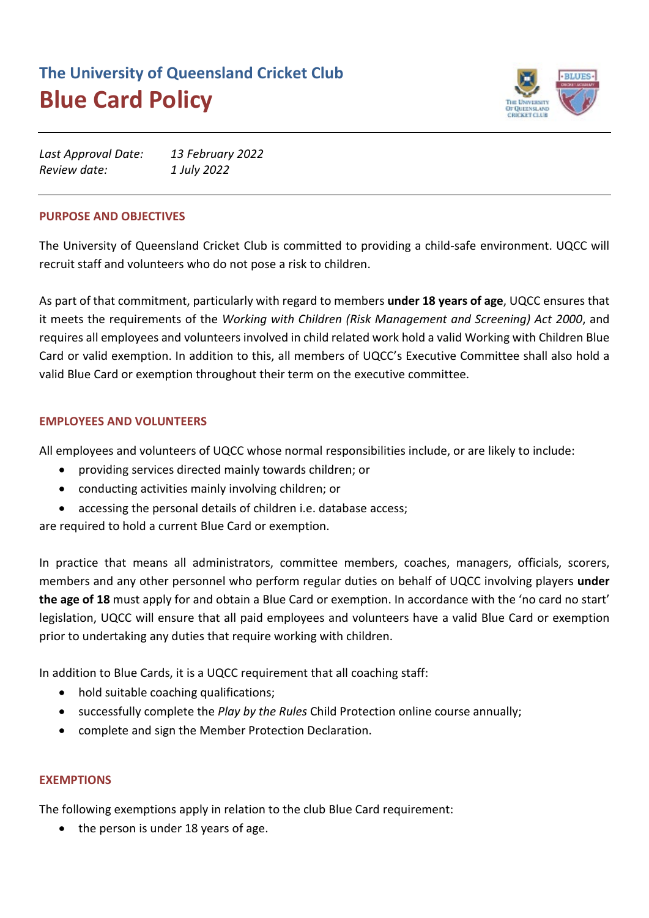# The University of Queensland Cricket Club

# Blue Card Policy

*Last Approval Date:* *13 February 2022*
*Review date:* *1 July 2022*

---

## PURPOSE AND OBJECTIVES

The University of Queensland Cricket Club is committed to providing a child-safe environment. UQCC will recruit staff and volunteers who do not pose a risk to children.

As part of that commitment, particularly with regard to members **under 18 years of age**, UQCC ensures that it meets the requirements of the *Working with Children (Risk Management and Screening) Act 2000*, and requires all employees and volunteers involved in child related work hold a valid Working with Children Blue Card or valid exemption. In addition to this, all members of UQCC's Executive Committee shall also hold a valid Blue Card or exemption throughout their term on the executive committee.

## EMPLOYEES AND VOLUNTEERS

All employees and volunteers of UQCC whose normal responsibilities include, or are likely to include:

- providing services directed mainly towards children; or
- conducting activities mainly involving children; or
- accessing the personal details of children i.e. database access;

are required to hold a current Blue Card or exemption.

In practice that means all administrators, committee members, coaches, managers, officials, scorers, members and any other personnel who perform regular duties on behalf of UQCC involving players **under the age of 18** must apply for and obtain a Blue Card or exemption. In accordance with the 'no card no start' legislation, UQCC will ensure that all paid employees and volunteers have a valid Blue Card or exemption prior to undertaking any duties that require working with children.

In addition to Blue Cards, it is a UQCC requirement that all coaching staff:

- hold suitable coaching qualifications;
- successfully complete the *Play by the Rules* Child Protection online course annually;
- complete and sign the Member Protection Declaration.

## EXEMPTIONS

The following exemptions apply in relation to the club Blue Card requirement:

- the person is under 18 years of age.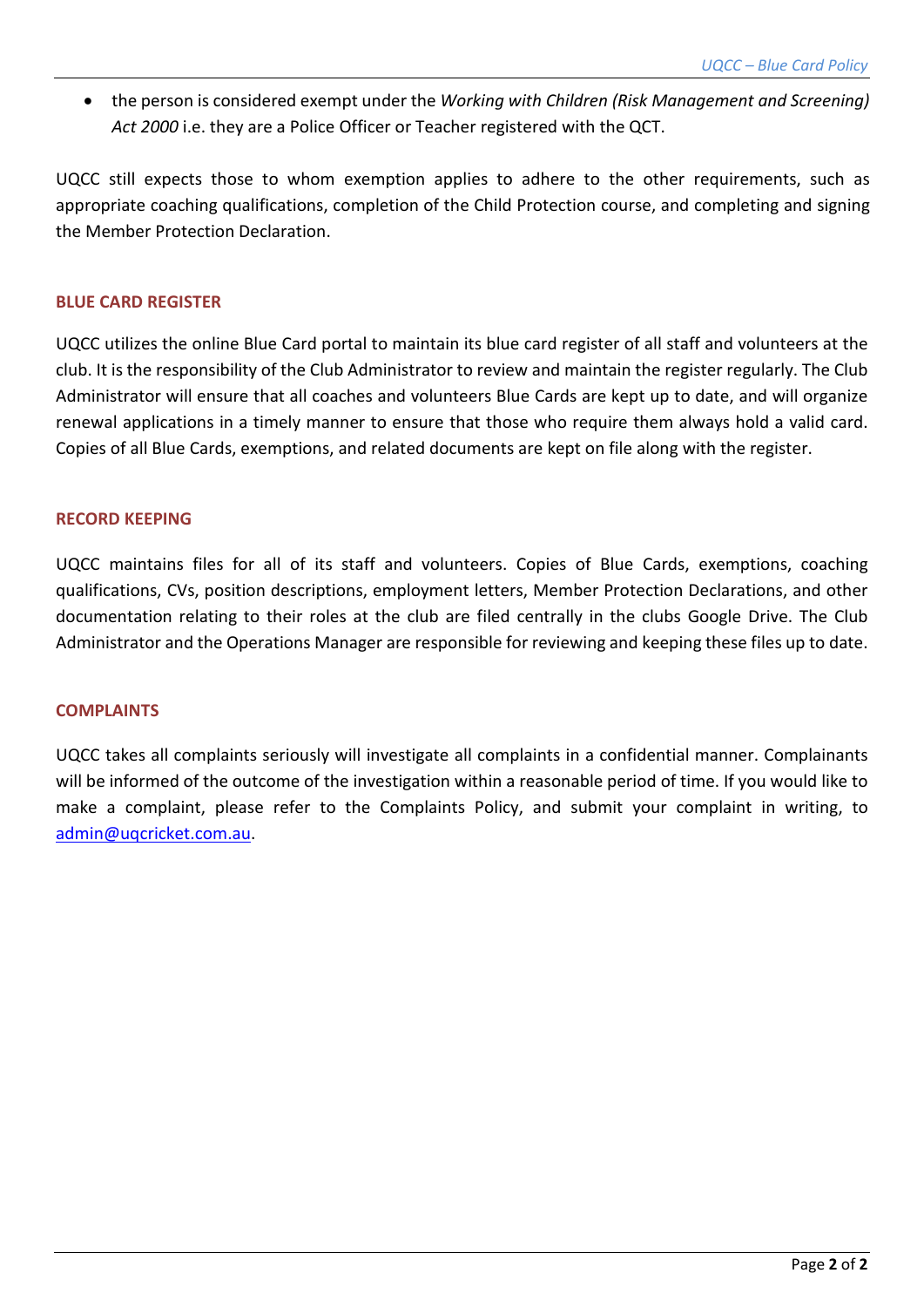- the person is considered exempt under the *Working with Children (Risk Management and Screening) Act 2000* i.e. they are a Police Officer or Teacher registered with the QCT.

UQCC still expects those to whom exemption applies to adhere to the other requirements, such as appropriate coaching qualifications, completion of the Child Protection course, and completing and signing the Member Protection Declaration.

## BLUE CARD REGISTER

UQCC utilizes the online Blue Card portal to maintain its blue card register of all staff and volunteers at the club. It is the responsibility of the Club Administrator to review and maintain the register regularly. The Club Administrator will ensure that all coaches and volunteers Blue Cards are kept up to date, and will organize renewal applications in a timely manner to ensure that those who require them always hold a valid card. Copies of all Blue Cards, exemptions, and related documents are kept on file along with the register.

## RECORD KEEPING

UQCC maintains files for all of its staff and volunteers. Copies of Blue Cards, exemptions, coaching qualifications, CVs, position descriptions, employment letters, Member Protection Declarations, and other documentation relating to their roles at the club are filed centrally in the clubs Google Drive. The Club Administrator and the Operations Manager are responsible for reviewing and keeping these files up to date.

## COMPLAINTS

UQCC takes all complaints seriously will investigate all complaints in a confidential manner. Complainants will be informed of the outcome of the investigation within a reasonable period of time. If you would like to make a complaint, please refer to the Complaints Policy, and submit your complaint in writing, to admin@uqcricket.com.au.